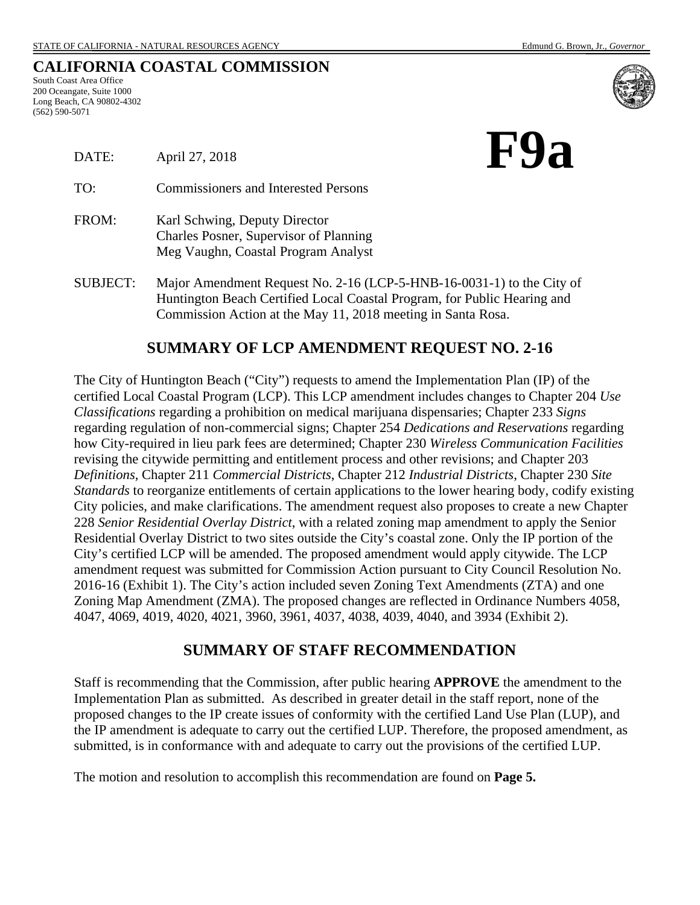STATE OF CALIFORNIA - NATURAL RESOURCES AGENCY — Edmund G. Brown, Jr., *Governor*

**CALIFORNIA COASTAL COMMISSION**
South Coast Area Office
200 Oceangate, Suite 1000
Long Beach, CA 90802-4302
(562) 590-5071

# F9a

DATE: April 27, 2018

TO: Commissioners and Interested Persons

FROM: Karl Schwing, Deputy Director
Charles Posner, Supervisor of Planning
Meg Vaughn, Coastal Program Analyst

SUBJECT: Major Amendment Request No. 2-16 (LCP-5-HNB-16-0031-1) to the City of Huntington Beach Certified Local Coastal Program, for Public Hearing and Commission Action at the May 11, 2018 meeting in Santa Rosa.

## SUMMARY OF LCP AMENDMENT REQUEST NO. 2-16

The City of Huntington Beach ("City") requests to amend the Implementation Plan (IP) of the certified Local Coastal Program (LCP). This LCP amendment includes changes to Chapter 204 *Use Classifications* regarding a prohibition on medical marijuana dispensaries; Chapter 233 *Signs* regarding regulation of non-commercial signs; Chapter 254 *Dedications and Reservations* regarding how City-required in lieu park fees are determined; Chapter 230 *Wireless Communication Facilities* revising the citywide permitting and entitlement process and other revisions; and Chapter 203 *Definitions*, Chapter 211 *Commercial Districts*, Chapter 212 *Industrial Districts*, Chapter 230 *Site Standards* to reorganize entitlements of certain applications to the lower hearing body, codify existing City policies, and make clarifications. The amendment request also proposes to create a new Chapter 228 *Senior Residential Overlay District*, with a related zoning map amendment to apply the Senior Residential Overlay District to two sites outside the City's coastal zone. Only the IP portion of the City's certified LCP will be amended. The proposed amendment would apply citywide. The LCP amendment request was submitted for Commission Action pursuant to City Council Resolution No. 2016-16 (Exhibit 1). The City's action included seven Zoning Text Amendments (ZTA) and one Zoning Map Amendment (ZMA). The proposed changes are reflected in Ordinance Numbers 4058, 4047, 4069, 4019, 4020, 4021, 3960, 3961, 4037, 4038, 4039, 4040, and 3934 (Exhibit 2).

## SUMMARY OF STAFF RECOMMENDATION

Staff is recommending that the Commission, after public hearing **APPROVE** the amendment to the Implementation Plan as submitted. As described in greater detail in the staff report, none of the proposed changes to the IP create issues of conformity with the certified Land Use Plan (LUP), and the IP amendment is adequate to carry out the certified LUP. Therefore, the proposed amendment, as submitted, is in conformance with and adequate to carry out the provisions of the certified LUP.

The motion and resolution to accomplish this recommendation are found on **Page 5.**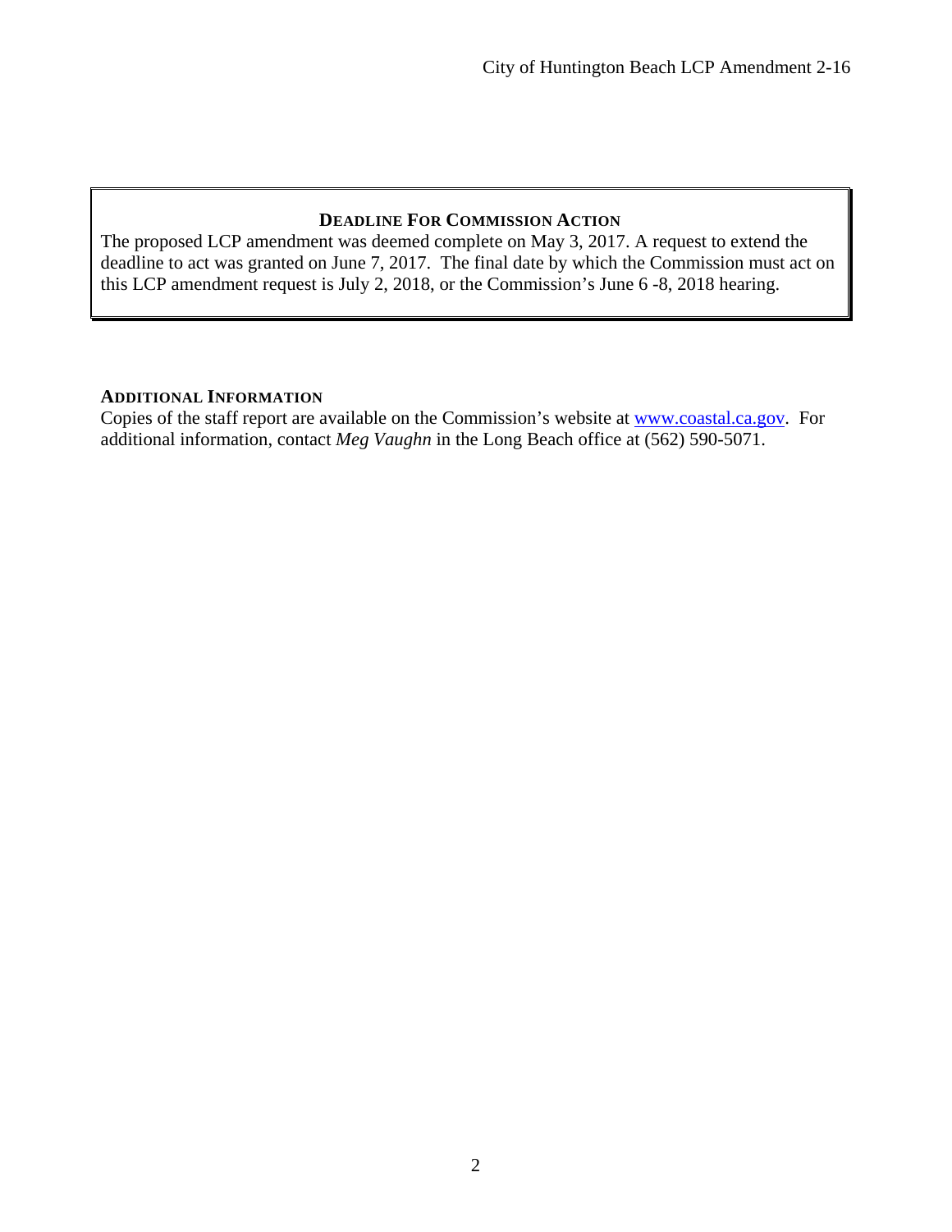**DEADLINE FOR COMMISSION ACTION**

The proposed LCP amendment was deemed complete on May 3, 2017. A request to extend the deadline to act was granted on June 7, 2017. The final date by which the Commission must act on this LCP amendment request is July 2, 2018, or the Commission's June 6 -8, 2018 hearing.

**ADDITIONAL INFORMATION**

Copies of the staff report are available on the Commission's website at www.coastal.ca.gov. For additional information, contact *Meg Vaughn* in the Long Beach office at (562) 590-5071.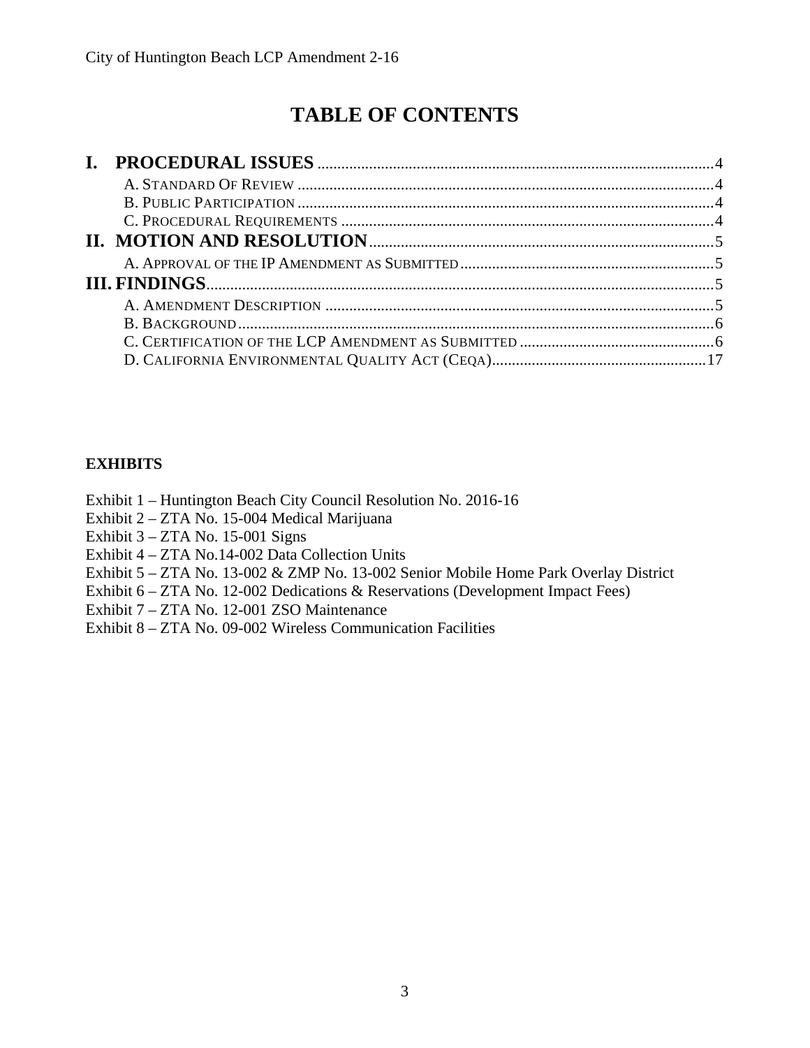# TABLE OF CONTENTS

**I. PROCEDURAL ISSUES** ...... 4
- A. Standard Of Review ...... 4
- B. Public Participation ...... 4
- C. Procedural Requirements ...... 4

**II. MOTION AND RESOLUTION** ...... 5
- A. Approval of the IP Amendment as Submitted ...... 5

**III. FINDINGS** ...... 5
- A. Amendment Description ...... 5
- B. Background ...... 6
- C. Certification of the LCP Amendment as Submitted ...... 6
- D. California Environmental Quality Act (CEQA) ...... 17

**EXHIBITS**

Exhibit 1 – Huntington Beach City Council Resolution No. 2016-16
Exhibit 2 – ZTA No. 15-004 Medical Marijuana
Exhibit 3 – ZTA No. 15-001 Signs
Exhibit 4 – ZTA No.14-002 Data Collection Units
Exhibit 5 – ZTA No. 13-002 & ZMP No. 13-002 Senior Mobile Home Park Overlay District
Exhibit 6 – ZTA No. 12-002 Dedications & Reservations (Development Impact Fees)
Exhibit 7 – ZTA No. 12-001 ZSO Maintenance
Exhibit 8 – ZTA No. 09-002 Wireless Communication Facilities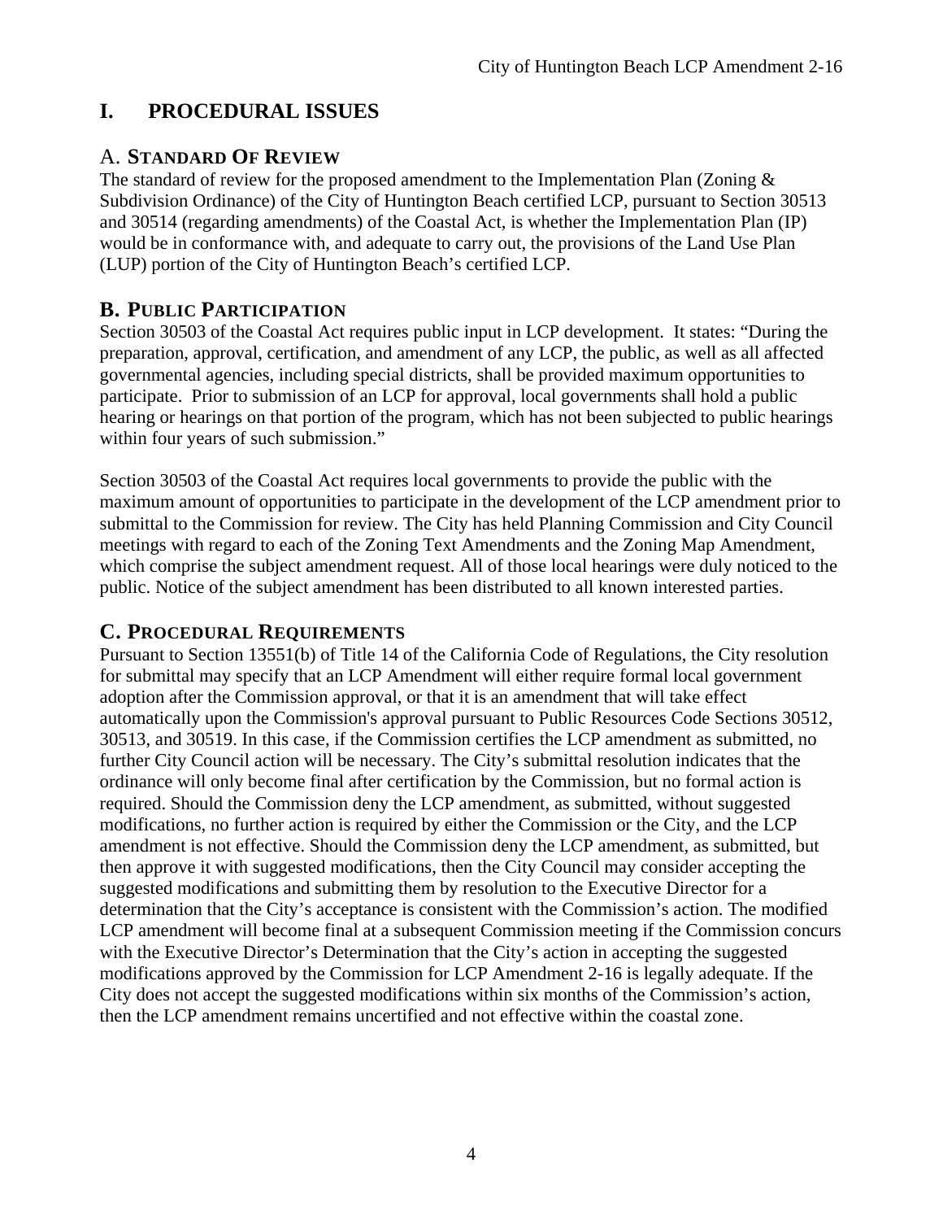# I. PROCEDURAL ISSUES

## A. STANDARD OF REVIEW

The standard of review for the proposed amendment to the Implementation Plan (Zoning & Subdivision Ordinance) of the City of Huntington Beach certified LCP, pursuant to Section 30513 and 30514 (regarding amendments) of the Coastal Act, is whether the Implementation Plan (IP) would be in conformance with, and adequate to carry out, the provisions of the Land Use Plan (LUP) portion of the City of Huntington Beach's certified LCP.

## B. PUBLIC PARTICIPATION

Section 30503 of the Coastal Act requires public input in LCP development. It states: "During the preparation, approval, certification, and amendment of any LCP, the public, as well as all affected governmental agencies, including special districts, shall be provided maximum opportunities to participate. Prior to submission of an LCP for approval, local governments shall hold a public hearing or hearings on that portion of the program, which has not been subjected to public hearings within four years of such submission."

Section 30503 of the Coastal Act requires local governments to provide the public with the maximum amount of opportunities to participate in the development of the LCP amendment prior to submittal to the Commission for review. The City has held Planning Commission and City Council meetings with regard to each of the Zoning Text Amendments and the Zoning Map Amendment, which comprise the subject amendment request. All of those local hearings were duly noticed to the public. Notice of the subject amendment has been distributed to all known interested parties.

## C. PROCEDURAL REQUIREMENTS

Pursuant to Section 13551(b) of Title 14 of the California Code of Regulations, the City resolution for submittal may specify that an LCP Amendment will either require formal local government adoption after the Commission approval, or that it is an amendment that will take effect automatically upon the Commission's approval pursuant to Public Resources Code Sections 30512, 30513, and 30519. In this case, if the Commission certifies the LCP amendment as submitted, no further City Council action will be necessary. The City's submittal resolution indicates that the ordinance will only become final after certification by the Commission, but no formal action is required. Should the Commission deny the LCP amendment, as submitted, without suggested modifications, no further action is required by either the Commission or the City, and the LCP amendment is not effective. Should the Commission deny the LCP amendment, as submitted, but then approve it with suggested modifications, then the City Council may consider accepting the suggested modifications and submitting them by resolution to the Executive Director for a determination that the City's acceptance is consistent with the Commission's action. The modified LCP amendment will become final at a subsequent Commission meeting if the Commission concurs with the Executive Director's Determination that the City's action in accepting the suggested modifications approved by the Commission for LCP Amendment 2-16 is legally adequate. If the City does not accept the suggested modifications within six months of the Commission's action, then the LCP amendment remains uncertified and not effective within the coastal zone.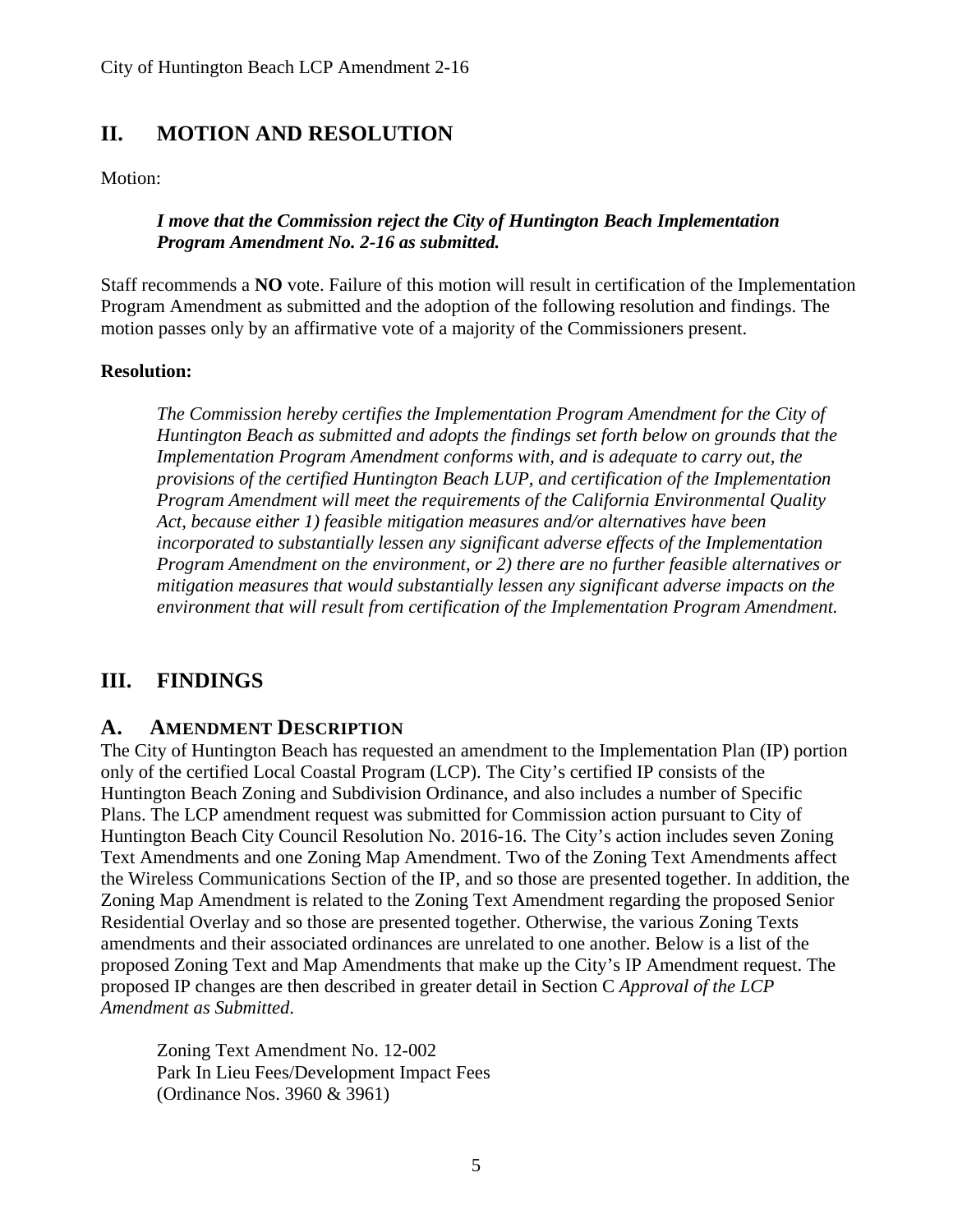## II. MOTION AND RESOLUTION

Motion:

> ***I move that the Commission reject the City of Huntington Beach Implementation Program Amendment No. 2-16 as submitted.***

Staff recommends a **NO** vote. Failure of this motion will result in certification of the Implementation Program Amendment as submitted and the adoption of the following resolution and findings. The motion passes only by an affirmative vote of a majority of the Commissioners present.

**Resolution:**

> *The Commission hereby certifies the Implementation Program Amendment for the City of Huntington Beach as submitted and adopts the findings set forth below on grounds that the Implementation Program Amendment conforms with, and is adequate to carry out, the provisions of the certified Huntington Beach LUP, and certification of the Implementation Program Amendment will meet the requirements of the California Environmental Quality Act, because either 1) feasible mitigation measures and/or alternatives have been incorporated to substantially lessen any significant adverse effects of the Implementation Program Amendment on the environment, or 2) there are no further feasible alternatives or mitigation measures that would substantially lessen any significant adverse impacts on the environment that will result from certification of the Implementation Program Amendment.*

## III. FINDINGS

### A. AMENDMENT DESCRIPTION

The City of Huntington Beach has requested an amendment to the Implementation Plan (IP) portion only of the certified Local Coastal Program (LCP). The City's certified IP consists of the Huntington Beach Zoning and Subdivision Ordinance, and also includes a number of Specific Plans. The LCP amendment request was submitted for Commission action pursuant to City of Huntington Beach City Council Resolution No. 2016-16. The City's action includes seven Zoning Text Amendments and one Zoning Map Amendment. Two of the Zoning Text Amendments affect the Wireless Communications Section of the IP, and so those are presented together. In addition, the Zoning Map Amendment is related to the Zoning Text Amendment regarding the proposed Senior Residential Overlay and so those are presented together. Otherwise, the various Zoning Texts amendments and their associated ordinances are unrelated to one another. Below is a list of the proposed Zoning Text and Map Amendments that make up the City's IP Amendment request. The proposed IP changes are then described in greater detail in Section C *Approval of the LCP Amendment as Submitted*.

> Zoning Text Amendment No. 12-002
> Park In Lieu Fees/Development Impact Fees
> (Ordinance Nos. 3960 & 3961)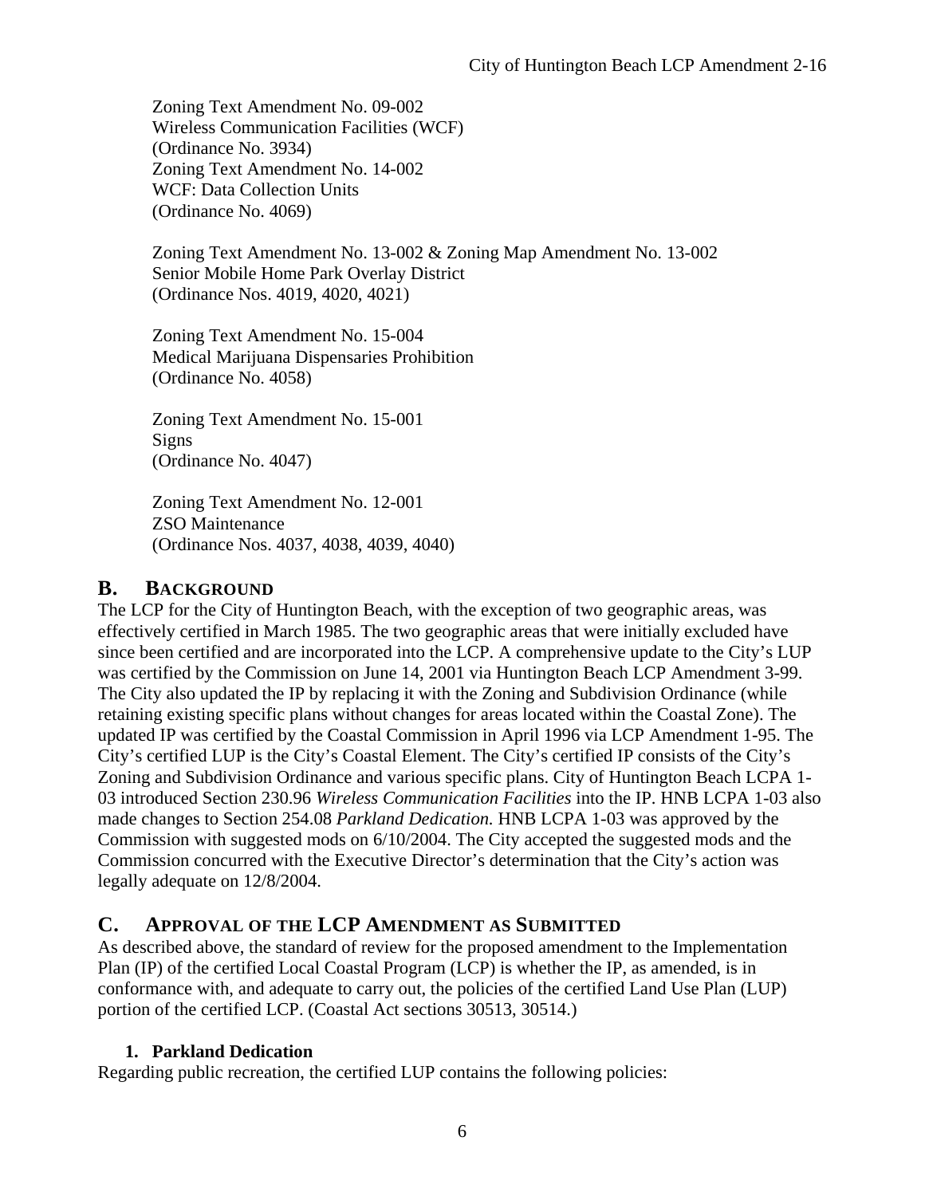Zoning Text Amendment No. 09-002
Wireless Communication Facilities (WCF)
(Ordinance No. 3934)
Zoning Text Amendment No. 14-002
WCF: Data Collection Units
(Ordinance No. 4069)

Zoning Text Amendment No. 13-002 & Zoning Map Amendment No. 13-002
Senior Mobile Home Park Overlay District
(Ordinance Nos. 4019, 4020, 4021)

Zoning Text Amendment No. 15-004
Medical Marijuana Dispensaries Prohibition
(Ordinance No. 4058)

Zoning Text Amendment No. 15-001
Signs
(Ordinance No. 4047)

Zoning Text Amendment No. 12-001
ZSO Maintenance
(Ordinance Nos. 4037, 4038, 4039, 4040)

## B. Background

The LCP for the City of Huntington Beach, with the exception of two geographic areas, was effectively certified in March 1985. The two geographic areas that were initially excluded have since been certified and are incorporated into the LCP. A comprehensive update to the City's LUP was certified by the Commission on June 14, 2001 via Huntington Beach LCP Amendment 3-99. The City also updated the IP by replacing it with the Zoning and Subdivision Ordinance (while retaining existing specific plans without changes for areas located within the Coastal Zone). The updated IP was certified by the Coastal Commission in April 1996 via LCP Amendment 1-95. The City's certified LUP is the City's Coastal Element. The City's certified IP consists of the City's Zoning and Subdivision Ordinance and various specific plans. City of Huntington Beach LCPA 1-03 introduced Section 230.96 *Wireless Communication Facilities* into the IP. HNB LCPA 1-03 also made changes to Section 254.08 *Parkland Dedication.* HNB LCPA 1-03 was approved by the Commission with suggested mods on 6/10/2004. The City accepted the suggested mods and the Commission concurred with the Executive Director's determination that the City's action was legally adequate on 12/8/2004.

## C. Approval of the LCP Amendment as Submitted

As described above, the standard of review for the proposed amendment to the Implementation Plan (IP) of the certified Local Coastal Program (LCP) is whether the IP, as amended, is in conformance with, and adequate to carry out, the policies of the certified Land Use Plan (LUP) portion of the certified LCP. (Coastal Act sections 30513, 30514.)

### 1. Parkland Dedication

Regarding public recreation, the certified LUP contains the following policies: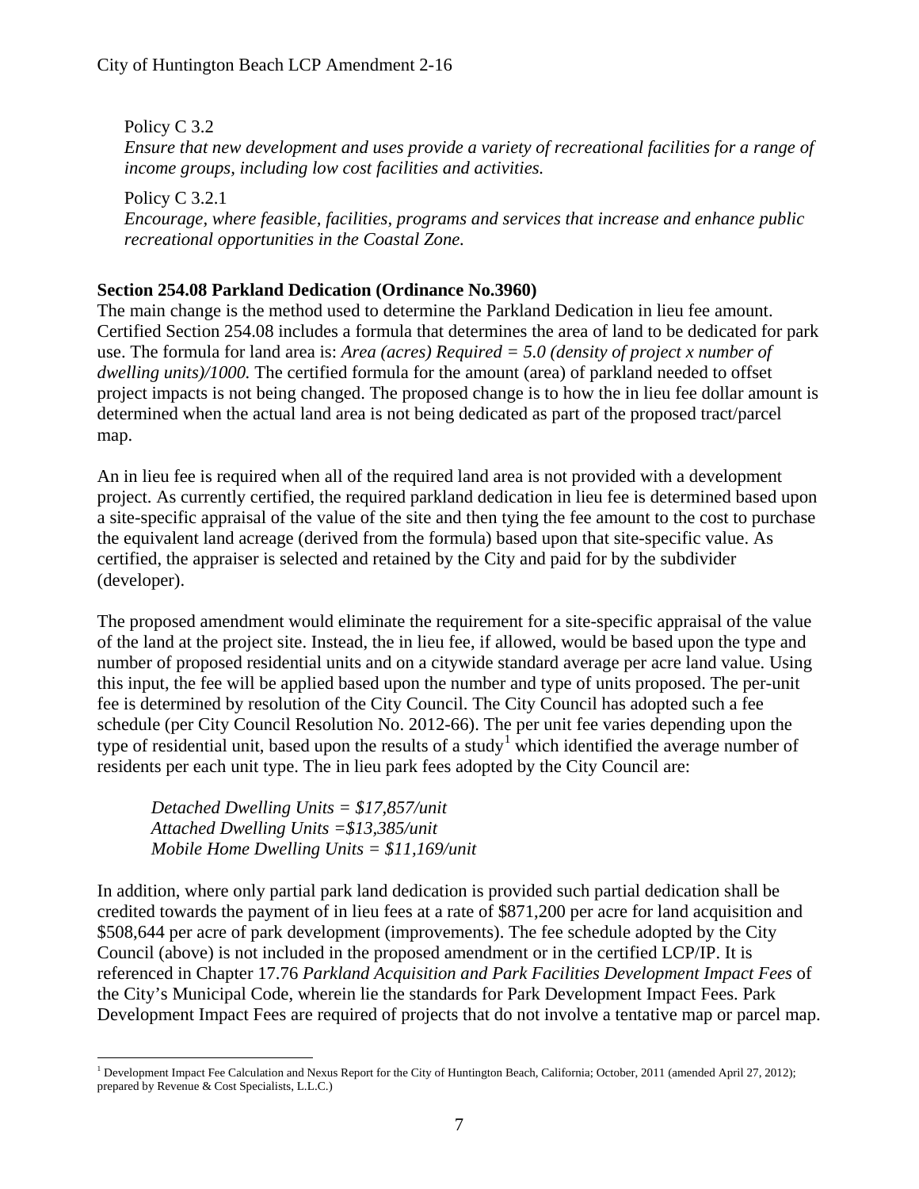Policy C 3.2
*Ensure that new development and uses provide a variety of recreational facilities for a range of income groups, including low cost facilities and activities.*

Policy C 3.2.1
*Encourage, where feasible, facilities, programs and services that increase and enhance public recreational opportunities in the Coastal Zone.*

**Section 254.08 Parkland Dedication (Ordinance No.3960)**

The main change is the method used to determine the Parkland Dedication in lieu fee amount. Certified Section 254.08 includes a formula that determines the area of land to be dedicated for park use. The formula for land area is: *Area (acres) Required = 5.0 (density of project x number of dwelling units)/1000.* The certified formula for the amount (area) of parkland needed to offset project impacts is not being changed. The proposed change is to how the in lieu fee dollar amount is determined when the actual land area is not being dedicated as part of the proposed tract/parcel map.

An in lieu fee is required when all of the required land area is not provided with a development project. As currently certified, the required parkland dedication in lieu fee is determined based upon a site-specific appraisal of the value of the site and then tying the fee amount to the cost to purchase the equivalent land acreage (derived from the formula) based upon that site-specific value. As certified, the appraiser is selected and retained by the City and paid for by the subdivider (developer).

The proposed amendment would eliminate the requirement for a site-specific appraisal of the value of the land at the project site. Instead, the in lieu fee, if allowed, would be based upon the type and number of proposed residential units and on a citywide standard average per acre land value. Using this input, the fee will be applied based upon the number and type of units proposed. The per-unit fee is determined by resolution of the City Council. The City Council has adopted such a fee schedule (per City Council Resolution No. 2012-66). The per unit fee varies depending upon the type of residential unit, based upon the results of a study[1] which identified the average number of residents per each unit type. The in lieu park fees adopted by the City Council are:

*Detached Dwelling Units = $17,857/unit*
*Attached Dwelling Units =$13,385/unit*
*Mobile Home Dwelling Units = $11,169/unit*

In addition, where only partial park land dedication is provided such partial dedication shall be credited towards the payment of in lieu fees at a rate of $871,200 per acre for land acquisition and $508,644 per acre of park development (improvements). The fee schedule adopted by the City Council (above) is not included in the proposed amendment or in the certified LCP/IP. It is referenced in Chapter 17.76 *Parkland Acquisition and Park Facilities Development Impact Fees* of the City's Municipal Code, wherein lie the standards for Park Development Impact Fees. Park Development Impact Fees are required of projects that do not involve a tentative map or parcel map.

[1] Development Impact Fee Calculation and Nexus Report for the City of Huntington Beach, California; October, 2011 (amended April 27, 2012); prepared by Revenue & Cost Specialists, L.L.C.)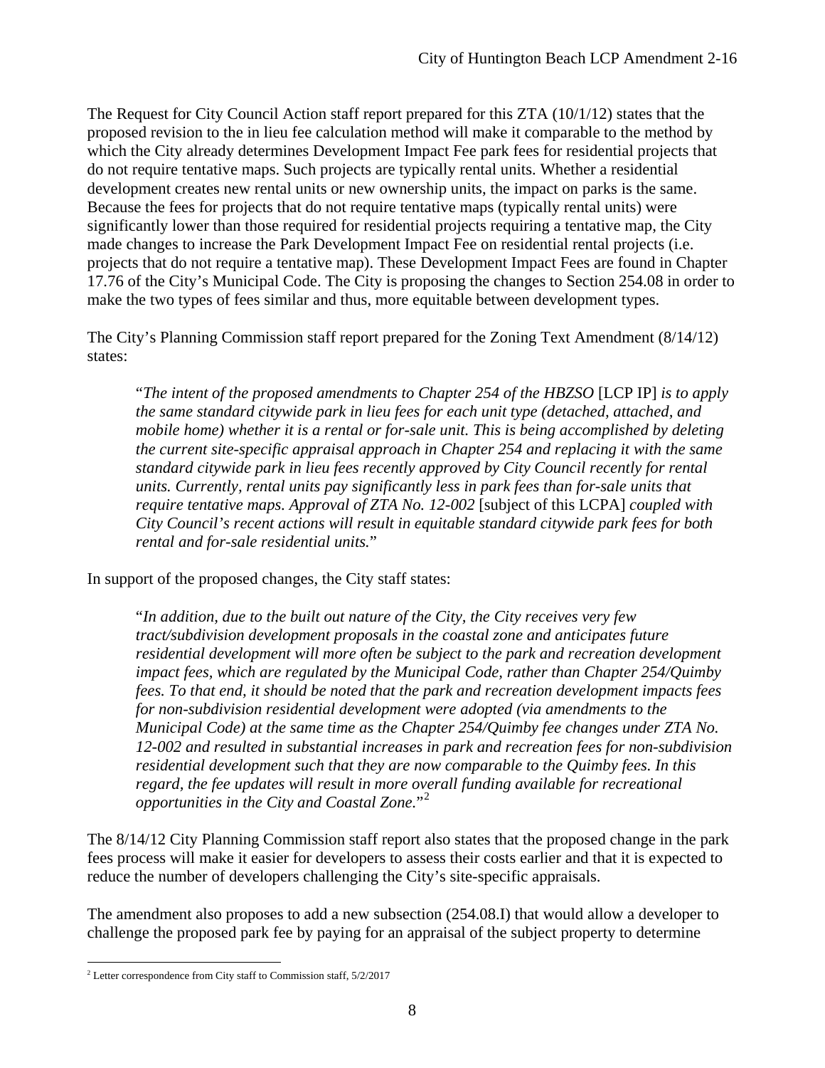The Request for City Council Action staff report prepared for this ZTA (10/1/12) states that the proposed revision to the in lieu fee calculation method will make it comparable to the method by which the City already determines Development Impact Fee park fees for residential projects that do not require tentative maps. Such projects are typically rental units. Whether a residential development creates new rental units or new ownership units, the impact on parks is the same. Because the fees for projects that do not require tentative maps (typically rental units) were significantly lower than those required for residential projects requiring a tentative map, the City made changes to increase the Park Development Impact Fee on residential rental projects (i.e. projects that do not require a tentative map). These Development Impact Fees are found in Chapter 17.76 of the City's Municipal Code. The City is proposing the changes to Section 254.08 in order to make the two types of fees similar and thus, more equitable between development types.

The City's Planning Commission staff report prepared for the Zoning Text Amendment (8/14/12) states:

> "*The intent of the proposed amendments to Chapter 254 of the HBZSO* [LCP IP] *is to apply the same standard citywide park in lieu fees for each unit type (detached, attached, and mobile home) whether it is a rental or for-sale unit. This is being accomplished by deleting the current site-specific appraisal approach in Chapter 254 and replacing it with the same standard citywide park in lieu fees recently approved by City Council recently for rental units. Currently, rental units pay significantly less in park fees than for-sale units that require tentative maps. Approval of ZTA No. 12-002* [subject of this LCPA] *coupled with City Council's recent actions will result in equitable standard citywide park fees for both rental and for-sale residential units.*"

In support of the proposed changes, the City staff states:

> "*In addition, due to the built out nature of the City, the City receives very few tract/subdivision development proposals in the coastal zone and anticipates future residential development will more often be subject to the park and recreation development impact fees, which are regulated by the Municipal Code, rather than Chapter 254/Quimby fees. To that end, it should be noted that the park and recreation development impacts fees for non-subdivision residential development were adopted (via amendments to the Municipal Code) at the same time as the Chapter 254/Quimby fee changes under ZTA No. 12-002 and resulted in substantial increases in park and recreation fees for non-subdivision residential development such that they are now comparable to the Quimby fees. In this regard, the fee updates will result in more overall funding available for recreational opportunities in the City and Coastal Zone.*"[2]

The 8/14/12 City Planning Commission staff report also states that the proposed change in the park fees process will make it easier for developers to assess their costs earlier and that it is expected to reduce the number of developers challenging the City's site-specific appraisals.

The amendment also proposes to add a new subsection (254.08.I) that would allow a developer to challenge the proposed park fee by paying for an appraisal of the subject property to determine

---

[2] Letter correspondence from City staff to Commission staff, 5/2/2017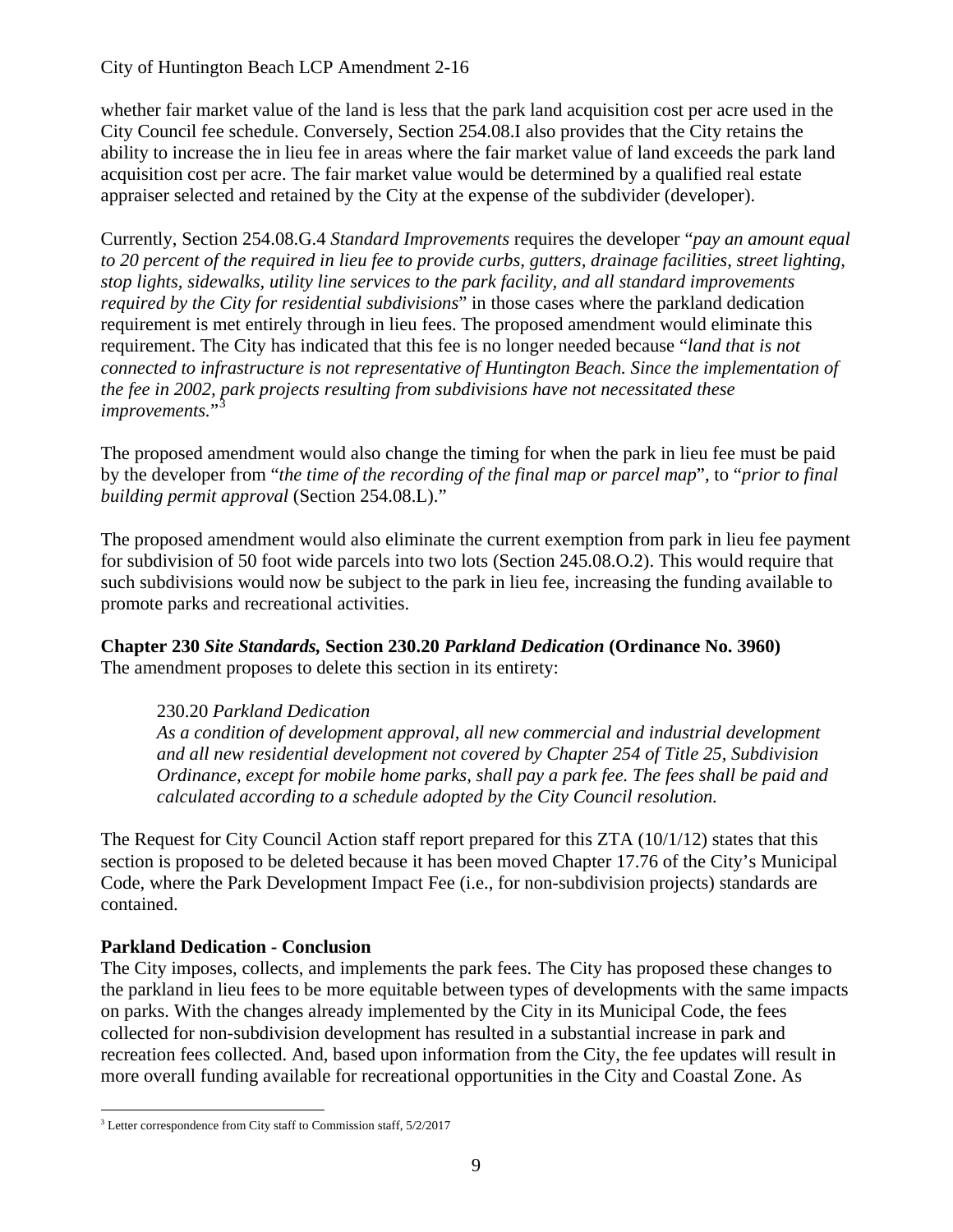whether fair market value of the land is less that the park land acquisition cost per acre used in the City Council fee schedule. Conversely, Section 254.08.I also provides that the City retains the ability to increase the in lieu fee in areas where the fair market value of land exceeds the park land acquisition cost per acre. The fair market value would be determined by a qualified real estate appraiser selected and retained by the City at the expense of the subdivider (developer).

Currently, Section 254.08.G.4 *Standard Improvements* requires the developer "*pay an amount equal to 20 percent of the required in lieu fee to provide curbs, gutters, drainage facilities, street lighting, stop lights, sidewalks, utility line services to the park facility, and all standard improvements required by the City for residential subdivisions*" in those cases where the parkland dedication requirement is met entirely through in lieu fees. The proposed amendment would eliminate this requirement. The City has indicated that this fee is no longer needed because "*land that is not connected to infrastructure is not representative of Huntington Beach. Since the implementation of the fee in 2002, park projects resulting from subdivisions have not necessitated these improvements.*"[3]

The proposed amendment would also change the timing for when the park in lieu fee must be paid by the developer from "*the time of the recording of the final map or parcel map*", to "*prior to final building permit approval* (Section 254.08.L)."

The proposed amendment would also eliminate the current exemption from park in lieu fee payment for subdivision of 50 foot wide parcels into two lots (Section 245.08.O.2). This would require that such subdivisions would now be subject to the park in lieu fee, increasing the funding available to promote parks and recreational activities.

**Chapter 230** ***Site Standards,*** **Section 230.20** ***Parkland Dedication*** **(Ordinance No. 3960)**
The amendment proposes to delete this section in its entirety:

> 230.20 *Parkland Dedication*
> *As a condition of development approval, all new commercial and industrial development and all new residential development not covered by Chapter 254 of Title 25, Subdivision Ordinance, except for mobile home parks, shall pay a park fee. The fees shall be paid and calculated according to a schedule adopted by the City Council resolution.*

The Request for City Council Action staff report prepared for this ZTA (10/1/12) states that this section is proposed to be deleted because it has been moved Chapter 17.76 of the City's Municipal Code, where the Park Development Impact Fee (i.e., for non-subdivision projects) standards are contained.

**Parkland Dedication - Conclusion**
The City imposes, collects, and implements the park fees. The City has proposed these changes to the parkland in lieu fees to be more equitable between types of developments with the same impacts on parks. With the changes already implemented by the City in its Municipal Code, the fees collected for non-subdivision development has resulted in a substantial increase in park and recreation fees collected. And, based upon information from the City, the fee updates will result in more overall funding available for recreational opportunities in the City and Coastal Zone. As

[3] Letter correspondence from City staff to Commission staff, 5/2/2017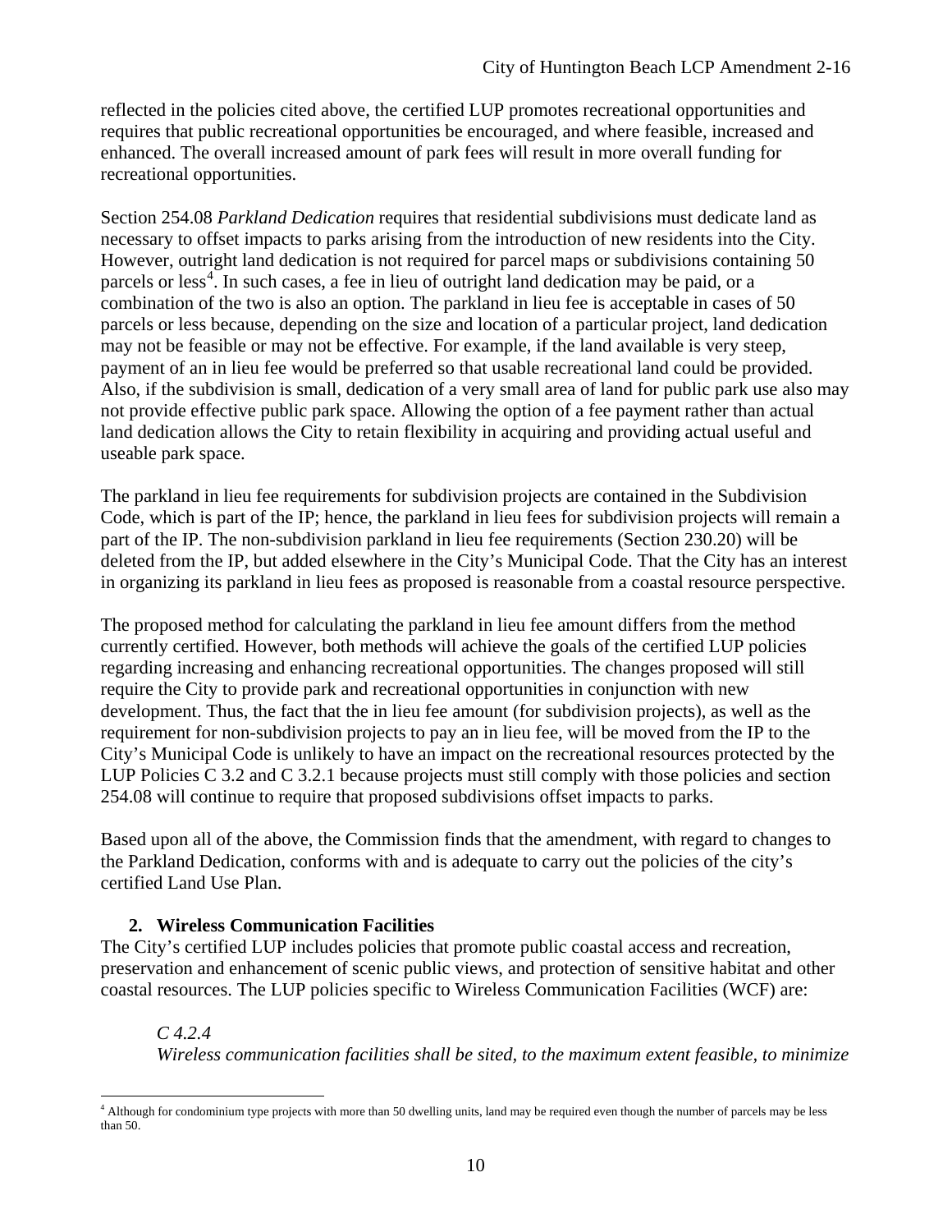reflected in the policies cited above, the certified LUP promotes recreational opportunities and requires that public recreational opportunities be encouraged, and where feasible, increased and enhanced. The overall increased amount of park fees will result in more overall funding for recreational opportunities.

Section 254.08 *Parkland Dedication* requires that residential subdivisions must dedicate land as necessary to offset impacts to parks arising from the introduction of new residents into the City. However, outright land dedication is not required for parcel maps or subdivisions containing 50 parcels or less[4]. In such cases, a fee in lieu of outright land dedication may be paid, or a combination of the two is also an option. The parkland in lieu fee is acceptable in cases of 50 parcels or less because, depending on the size and location of a particular project, land dedication may not be feasible or may not be effective. For example, if the land available is very steep, payment of an in lieu fee would be preferred so that usable recreational land could be provided. Also, if the subdivision is small, dedication of a very small area of land for public park use also may not provide effective public park space. Allowing the option of a fee payment rather than actual land dedication allows the City to retain flexibility in acquiring and providing actual useful and useable park space.

The parkland in lieu fee requirements for subdivision projects are contained in the Subdivision Code, which is part of the IP; hence, the parkland in lieu fees for subdivision projects will remain a part of the IP. The non-subdivision parkland in lieu fee requirements (Section 230.20) will be deleted from the IP, but added elsewhere in the City's Municipal Code. That the City has an interest in organizing its parkland in lieu fees as proposed is reasonable from a coastal resource perspective.

The proposed method for calculating the parkland in lieu fee amount differs from the method currently certified. However, both methods will achieve the goals of the certified LUP policies regarding increasing and enhancing recreational opportunities. The changes proposed will still require the City to provide park and recreational opportunities in conjunction with new development. Thus, the fact that the in lieu fee amount (for subdivision projects), as well as the requirement for non-subdivision projects to pay an in lieu fee, will be moved from the IP to the City's Municipal Code is unlikely to have an impact on the recreational resources protected by the LUP Policies C 3.2 and C 3.2.1 because projects must still comply with those policies and section 254.08 will continue to require that proposed subdivisions offset impacts to parks.

Based upon all of the above, the Commission finds that the amendment, with regard to changes to the Parkland Dedication, conforms with and is adequate to carry out the policies of the city's certified Land Use Plan.

**2. Wireless Communication Facilities**

The City's certified LUP includes policies that promote public coastal access and recreation, preservation and enhancement of scenic public views, and protection of sensitive habitat and other coastal resources. The LUP policies specific to Wireless Communication Facilities (WCF) are:

> *C 4.2.4*
> *Wireless communication facilities shall be sited, to the maximum extent feasible, to minimize*

[4] Although for condominium type projects with more than 50 dwelling units, land may be required even though the number of parcels may be less than 50.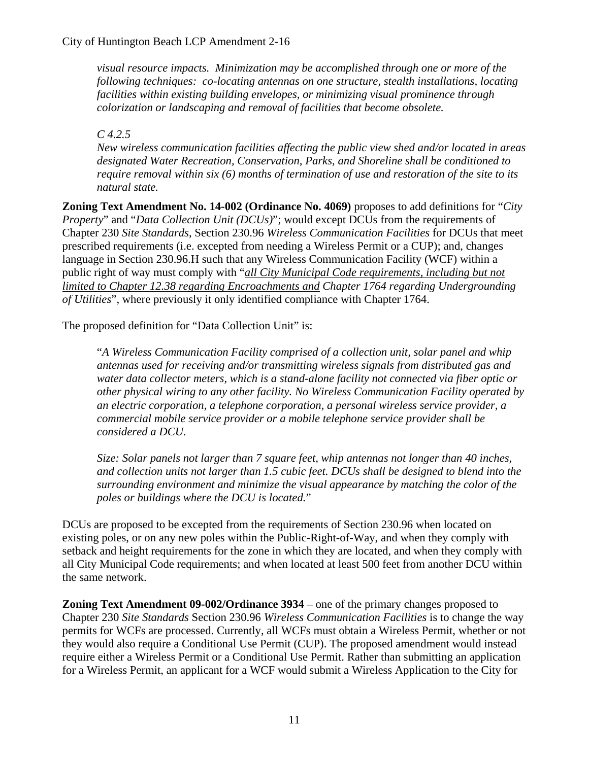*visual resource impacts. Minimization may be accomplished through one or more of the following techniques: co-locating antennas on one structure, stealth installations, locating facilities within existing building envelopes, or minimizing visual prominence through colorization or landscaping and removal of facilities that become obsolete.*

*C 4.2.5*
*New wireless communication facilities affecting the public view shed and/or located in areas designated Water Recreation, Conservation, Parks, and Shoreline shall be conditioned to require removal within six (6) months of termination of use and restoration of the site to its natural state.*

**Zoning Text Amendment No. 14-002 (Ordinance No. 4069)** proposes to add definitions for "*City Property*" and "*Data Collection Unit (DCUs)*"; would except DCUs from the requirements of Chapter 230 *Site Standards*, Section 230.96 *Wireless Communication Facilities* for DCUs that meet prescribed requirements (i.e. excepted from needing a Wireless Permit or a CUP); and, changes language in Section 230.96.H such that any Wireless Communication Facility (WCF) within a public right of way must comply with "*<u>all City Municipal Code requirements, including but not limited to Chapter 12.38 regarding Encroachments and</u> Chapter 1764 regarding Undergrounding of Utilities*", where previously it only identified compliance with Chapter 1764.

The proposed definition for "Data Collection Unit" is:

"*A Wireless Communication Facility comprised of a collection unit, solar panel and whip antennas used for receiving and/or transmitting wireless signals from distributed gas and water data collector meters, which is a stand-alone facility not connected via fiber optic or other physical wiring to any other facility. No Wireless Communication Facility operated by an electric corporation, a telephone corporation, a personal wireless service provider, a commercial mobile service provider or a mobile telephone service provider shall be considered a DCU.*

*Size: Solar panels not larger than 7 square feet, whip antennas not longer than 40 inches, and collection units not larger than 1.5 cubic feet. DCUs shall be designed to blend into the surrounding environment and minimize the visual appearance by matching the color of the poles or buildings where the DCU is located.*"

DCUs are proposed to be excepted from the requirements of Section 230.96 when located on existing poles, or on any new poles within the Public-Right-of-Way, and when they comply with setback and height requirements for the zone in which they are located, and when they comply with all City Municipal Code requirements; and when located at least 500 feet from another DCU within the same network.

**Zoning Text Amendment 09-002/Ordinance 3934** – one of the primary changes proposed to Chapter 230 *Site Standards* Section 230.96 *Wireless Communication Facilities* is to change the way permits for WCFs are processed. Currently, all WCFs must obtain a Wireless Permit, whether or not they would also require a Conditional Use Permit (CUP). The proposed amendment would instead require either a Wireless Permit or a Conditional Use Permit. Rather than submitting an application for a Wireless Permit, an applicant for a WCF would submit a Wireless Application to the City for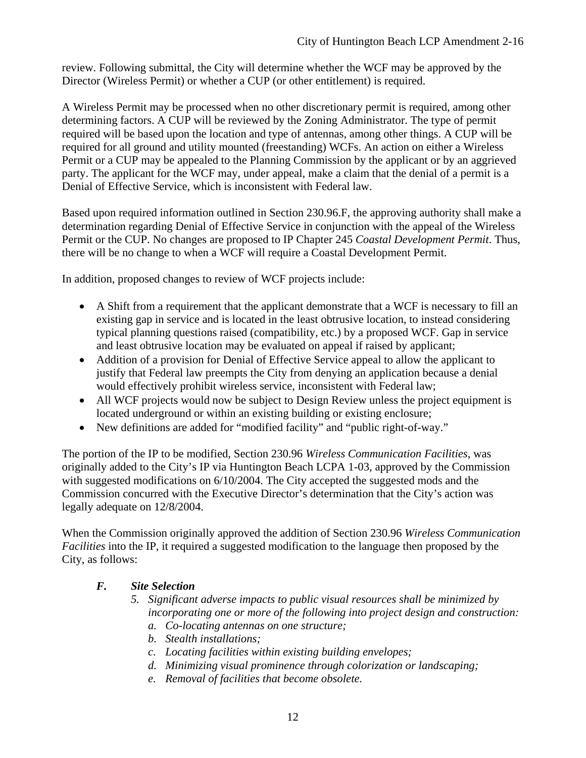review. Following submittal, the City will determine whether the WCF may be approved by the Director (Wireless Permit) or whether a CUP (or other entitlement) is required.

A Wireless Permit may be processed when no other discretionary permit is required, among other determining factors. A CUP will be reviewed by the Zoning Administrator. The type of permit required will be based upon the location and type of antennas, among other things. A CUP will be required for all ground and utility mounted (freestanding) WCFs. An action on either a Wireless Permit or a CUP may be appealed to the Planning Commission by the applicant or by an aggrieved party. The applicant for the WCF may, under appeal, make a claim that the denial of a permit is a Denial of Effective Service, which is inconsistent with Federal law.

Based upon required information outlined in Section 230.96.F, the approving authority shall make a determination regarding Denial of Effective Service in conjunction with the appeal of the Wireless Permit or the CUP. No changes are proposed to IP Chapter 245 *Coastal Development Permit*. Thus, there will be no change to when a WCF will require a Coastal Development Permit.

In addition, proposed changes to review of WCF projects include:

- A Shift from a requirement that the applicant demonstrate that a WCF is necessary to fill an existing gap in service and is located in the least obtrusive location, to instead considering typical planning questions raised (compatibility, etc.) by a proposed WCF. Gap in service and least obtrusive location may be evaluated on appeal if raised by applicant;
- Addition of a provision for Denial of Effective Service appeal to allow the applicant to justify that Federal law preempts the City from denying an application because a denial would effectively prohibit wireless service, inconsistent with Federal law;
- All WCF projects would now be subject to Design Review unless the project equipment is located underground or within an existing building or existing enclosure;
- New definitions are added for "modified facility" and "public right-of-way."

The portion of the IP to be modified, Section 230.96 *Wireless Communication Facilities*, was originally added to the City's IP via Huntington Beach LCPA 1-03, approved by the Commission with suggested modifications on 6/10/2004. The City accepted the suggested mods and the Commission concurred with the Executive Director's determination that the City's action was legally adequate on 12/8/2004.

When the Commission originally approved the addition of Section 230.96 *Wireless Communication Facilities* into the IP, it required a suggested modification to the language then proposed by the City, as follows:

***F. Site Selection***

*5. Significant adverse impacts to public visual resources shall be minimized by incorporating one or more of the following into project design and construction:*

*a. Co-locating antennas on one structure;*

*b. Stealth installations;*

*c. Locating facilities within existing building envelopes;*

*d. Minimizing visual prominence through colorization or landscaping;*

*e. Removal of facilities that become obsolete.*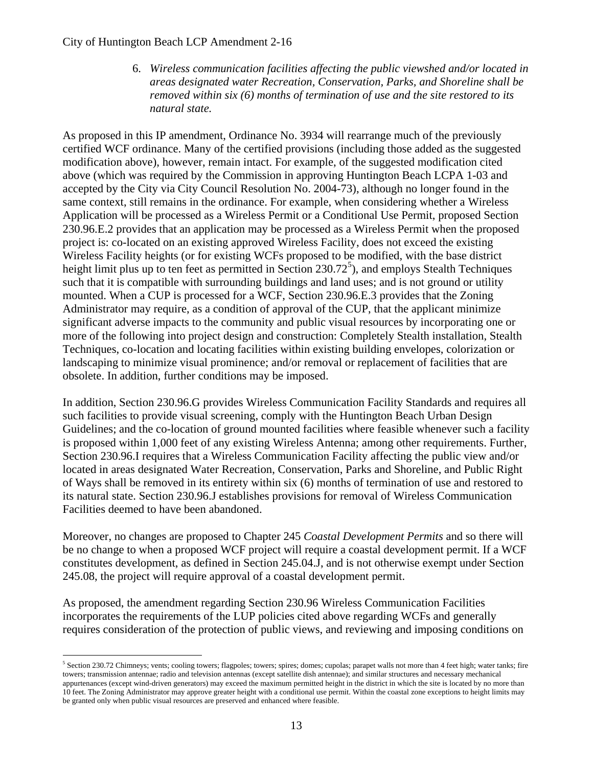6. *Wireless communication facilities affecting the public viewshed and/or located in areas designated water Recreation, Conservation, Parks, and Shoreline shall be removed within six (6) months of termination of use and the site restored to its natural state.*

As proposed in this IP amendment, Ordinance No. 3934 will rearrange much of the previously certified WCF ordinance. Many of the certified provisions (including those added as the suggested modification above), however, remain intact. For example, of the suggested modification cited above (which was required by the Commission in approving Huntington Beach LCPA 1-03 and accepted by the City via City Council Resolution No. 2004-73), although no longer found in the same context, still remains in the ordinance. For example, when considering whether a Wireless Application will be processed as a Wireless Permit or a Conditional Use Permit, proposed Section 230.96.E.2 provides that an application may be processed as a Wireless Permit when the proposed project is: co-located on an existing approved Wireless Facility, does not exceed the existing Wireless Facility heights (or for existing WCFs proposed to be modified, with the base district height limit plus up to ten feet as permitted in Section 230.72[5]), and employs Stealth Techniques such that it is compatible with surrounding buildings and land uses; and is not ground or utility mounted. When a CUP is processed for a WCF, Section 230.96.E.3 provides that the Zoning Administrator may require, as a condition of approval of the CUP, that the applicant minimize significant adverse impacts to the community and public visual resources by incorporating one or more of the following into project design and construction: Completely Stealth installation, Stealth Techniques, co-location and locating facilities within existing building envelopes, colorization or landscaping to minimize visual prominence; and/or removal or replacement of facilities that are obsolete. In addition, further conditions may be imposed.

In addition, Section 230.96.G provides Wireless Communication Facility Standards and requires all such facilities to provide visual screening, comply with the Huntington Beach Urban Design Guidelines; and the co-location of ground mounted facilities where feasible whenever such a facility is proposed within 1,000 feet of any existing Wireless Antenna; among other requirements. Further, Section 230.96.I requires that a Wireless Communication Facility affecting the public view and/or located in areas designated Water Recreation, Conservation, Parks and Shoreline, and Public Right of Ways shall be removed in its entirety within six (6) months of termination of use and restored to its natural state. Section 230.96.J establishes provisions for removal of Wireless Communication Facilities deemed to have been abandoned.

Moreover, no changes are proposed to Chapter 245 *Coastal Development Permits* and so there will be no change to when a proposed WCF project will require a coastal development permit. If a WCF constitutes development, as defined in Section 245.04.J, and is not otherwise exempt under Section 245.08, the project will require approval of a coastal development permit.

As proposed, the amendment regarding Section 230.96 Wireless Communication Facilities incorporates the requirements of the LUP policies cited above regarding WCFs and generally requires consideration of the protection of public views, and reviewing and imposing conditions on

[5] Section 230.72 Chimneys; vents; cooling towers; flagpoles; towers; spires; domes; cupolas; parapet walls not more than 4 feet high; water tanks; fire towers; transmission antennae; radio and television antennas (except satellite dish antennae); and similar structures and necessary mechanical appurtenances (except wind-driven generators) may exceed the maximum permitted height in the district in which the site is located by no more than 10 feet. The Zoning Administrator may approve greater height with a conditional use permit. Within the coastal zone exceptions to height limits may be granted only when public visual resources are preserved and enhanced where feasible.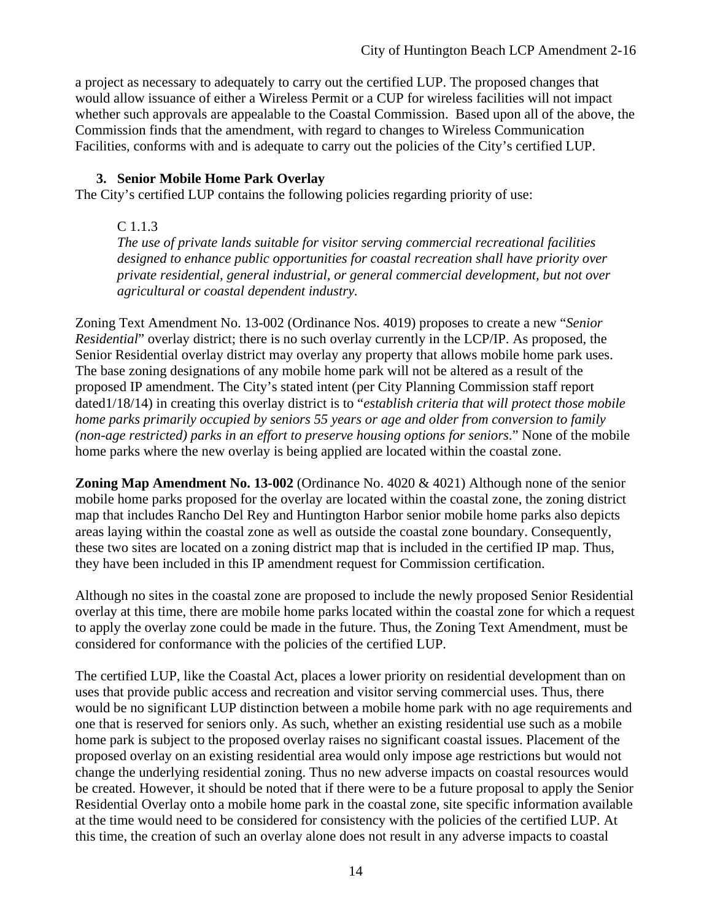a project as necessary to adequately to carry out the certified LUP. The proposed changes that would allow issuance of either a Wireless Permit or a CUP for wireless facilities will not impact whether such approvals are appealable to the Coastal Commission. Based upon all of the above, the Commission finds that the amendment, with regard to changes to Wireless Communication Facilities, conforms with and is adequate to carry out the policies of the City's certified LUP.

### 3. Senior Mobile Home Park Overlay

The City's certified LUP contains the following policies regarding priority of use:

> C 1.1.3
> *The use of private lands suitable for visitor serving commercial recreational facilities designed to enhance public opportunities for coastal recreation shall have priority over private residential, general industrial, or general commercial development, but not over agricultural or coastal dependent industry.*

Zoning Text Amendment No. 13-002 (Ordinance Nos. 4019) proposes to create a new "*Senior Residential*" overlay district; there is no such overlay currently in the LCP/IP. As proposed, the Senior Residential overlay district may overlay any property that allows mobile home park uses. The base zoning designations of any mobile home park will not be altered as a result of the proposed IP amendment. The City's stated intent (per City Planning Commission staff report dated1/18/14) in creating this overlay district is to "*establish criteria that will protect those mobile home parks primarily occupied by seniors 55 years or age and older from conversion to family (non-age restricted) parks in an effort to preserve housing options for seniors*." None of the mobile home parks where the new overlay is being applied are located within the coastal zone.

**Zoning Map Amendment No. 13-002** (Ordinance No. 4020 & 4021) Although none of the senior mobile home parks proposed for the overlay are located within the coastal zone, the zoning district map that includes Rancho Del Rey and Huntington Harbor senior mobile home parks also depicts areas laying within the coastal zone as well as outside the coastal zone boundary. Consequently, these two sites are located on a zoning district map that is included in the certified IP map. Thus, they have been included in this IP amendment request for Commission certification.

Although no sites in the coastal zone are proposed to include the newly proposed Senior Residential overlay at this time, there are mobile home parks located within the coastal zone for which a request to apply the overlay zone could be made in the future. Thus, the Zoning Text Amendment, must be considered for conformance with the policies of the certified LUP.

The certified LUP, like the Coastal Act, places a lower priority on residential development than on uses that provide public access and recreation and visitor serving commercial uses. Thus, there would be no significant LUP distinction between a mobile home park with no age requirements and one that is reserved for seniors only. As such, whether an existing residential use such as a mobile home park is subject to the proposed overlay raises no significant coastal issues. Placement of the proposed overlay on an existing residential area would only impose age restrictions but would not change the underlying residential zoning. Thus no new adverse impacts on coastal resources would be created. However, it should be noted that if there were to be a future proposal to apply the Senior Residential Overlay onto a mobile home park in the coastal zone, site specific information available at the time would need to be considered for consistency with the policies of the certified LUP. At this time, the creation of such an overlay alone does not result in any adverse impacts to coastal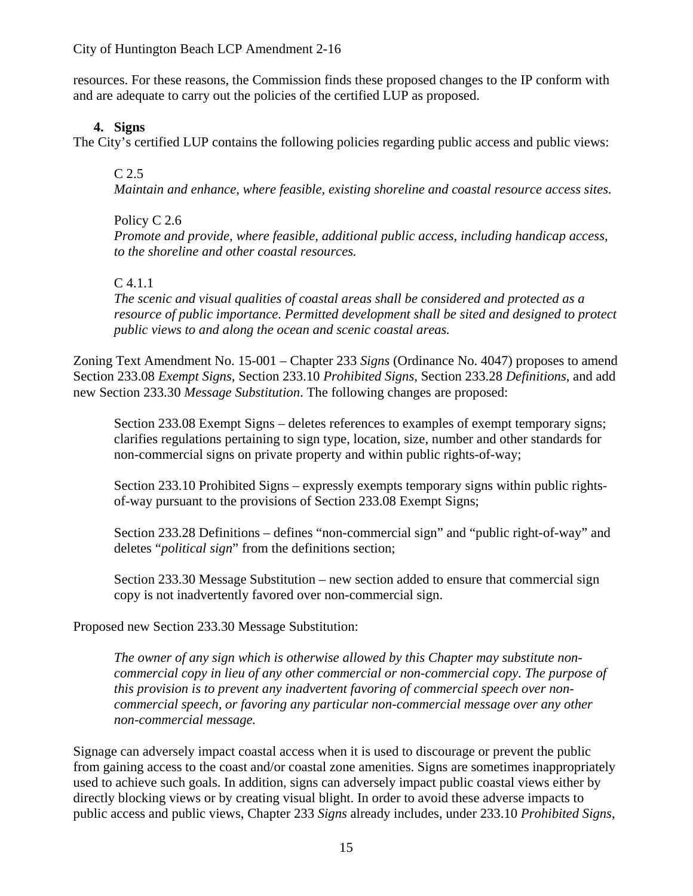resources. For these reasons, the Commission finds these proposed changes to the IP conform with and are adequate to carry out the policies of the certified LUP as proposed.

### 4. Signs

The City's certified LUP contains the following policies regarding public access and public views:

> C 2.5
> *Maintain and enhance, where feasible, existing shoreline and coastal resource access sites.*
>
> Policy C 2.6
> *Promote and provide, where feasible, additional public access, including handicap access, to the shoreline and other coastal resources.*
>
> C 4.1.1
> *The scenic and visual qualities of coastal areas shall be considered and protected as a resource of public importance. Permitted development shall be sited and designed to protect public views to and along the ocean and scenic coastal areas.*

Zoning Text Amendment No. 15-001 – Chapter 233 *Signs* (Ordinance No. 4047) proposes to amend Section 233.08 *Exempt Signs*, Section 233.10 *Prohibited Signs*, Section 233.28 *Definitions*, and add new Section 233.30 *Message Substitution*. The following changes are proposed:

> Section 233.08 Exempt Signs – deletes references to examples of exempt temporary signs; clarifies regulations pertaining to sign type, location, size, number and other standards for non-commercial signs on private property and within public rights-of-way;
>
> Section 233.10 Prohibited Signs – expressly exempts temporary signs within public rights-of-way pursuant to the provisions of Section 233.08 Exempt Signs;
>
> Section 233.28 Definitions – defines "non-commercial sign" and "public right-of-way" and deletes "*political sign*" from the definitions section;
>
> Section 233.30 Message Substitution – new section added to ensure that commercial sign copy is not inadvertently favored over non-commercial sign.

Proposed new Section 233.30 Message Substitution:

> *The owner of any sign which is otherwise allowed by this Chapter may substitute non-commercial copy in lieu of any other commercial or non-commercial copy. The purpose of this provision is to prevent any inadvertent favoring of commercial speech over non-commercial speech, or favoring any particular non-commercial message over any other non-commercial message.*

Signage can adversely impact coastal access when it is used to discourage or prevent the public from gaining access to the coast and/or coastal zone amenities. Signs are sometimes inappropriately used to achieve such goals. In addition, signs can adversely impact public coastal views either by directly blocking views or by creating visual blight. In order to avoid these adverse impacts to public access and public views, Chapter 233 *Signs* already includes, under 233.10 *Prohibited Signs*,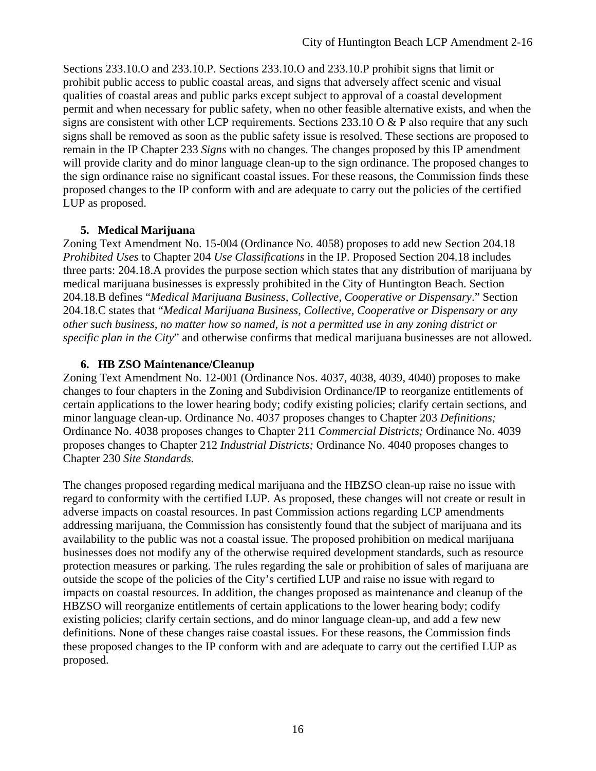Sections 233.10.O and 233.10.P. Sections 233.10.O and 233.10.P prohibit signs that limit or prohibit public access to public coastal areas, and signs that adversely affect scenic and visual qualities of coastal areas and public parks except subject to approval of a coastal development permit and when necessary for public safety, when no other feasible alternative exists, and when the signs are consistent with other LCP requirements. Sections 233.10 O & P also require that any such signs shall be removed as soon as the public safety issue is resolved. These sections are proposed to remain in the IP Chapter 233 *Signs* with no changes. The changes proposed by this IP amendment will provide clarity and do minor language clean-up to the sign ordinance. The proposed changes to the sign ordinance raise no significant coastal issues. For these reasons, the Commission finds these proposed changes to the IP conform with and are adequate to carry out the policies of the certified LUP as proposed.

### 5. Medical Marijuana

Zoning Text Amendment No. 15-004 (Ordinance No. 4058) proposes to add new Section 204.18 *Prohibited Uses* to Chapter 204 *Use Classifications* in the IP. Proposed Section 204.18 includes three parts: 204.18.A provides the purpose section which states that any distribution of marijuana by medical marijuana businesses is expressly prohibited in the City of Huntington Beach. Section 204.18.B defines "*Medical Marijuana Business, Collective, Cooperative or Dispensary*." Section 204.18.C states that "*Medical Marijuana Business, Collective, Cooperative or Dispensary or any other such business, no matter how so named, is not a permitted use in any zoning district or specific plan in the City*" and otherwise confirms that medical marijuana businesses are not allowed.

### 6. HB ZSO Maintenance/Cleanup

Zoning Text Amendment No. 12-001 (Ordinance Nos. 4037, 4038, 4039, 4040) proposes to make changes to four chapters in the Zoning and Subdivision Ordinance/IP to reorganize entitlements of certain applications to the lower hearing body; codify existing policies; clarify certain sections, and minor language clean-up. Ordinance No. 4037 proposes changes to Chapter 203 *Definitions;* Ordinance No. 4038 proposes changes to Chapter 211 *Commercial Districts;* Ordinance No. 4039 proposes changes to Chapter 212 *Industrial Districts;* Ordinance No. 4040 proposes changes to Chapter 230 *Site Standards.*

The changes proposed regarding medical marijuana and the HBZSO clean-up raise no issue with regard to conformity with the certified LUP. As proposed, these changes will not create or result in adverse impacts on coastal resources. In past Commission actions regarding LCP amendments addressing marijuana, the Commission has consistently found that the subject of marijuana and its availability to the public was not a coastal issue. The proposed prohibition on medical marijuana businesses does not modify any of the otherwise required development standards, such as resource protection measures or parking. The rules regarding the sale or prohibition of sales of marijuana are outside the scope of the policies of the City's certified LUP and raise no issue with regard to impacts on coastal resources. In addition, the changes proposed as maintenance and cleanup of the HBZSO will reorganize entitlements of certain applications to the lower hearing body; codify existing policies; clarify certain sections, and do minor language clean-up, and add a few new definitions. None of these changes raise coastal issues. For these reasons, the Commission finds these proposed changes to the IP conform with and are adequate to carry out the certified LUP as proposed.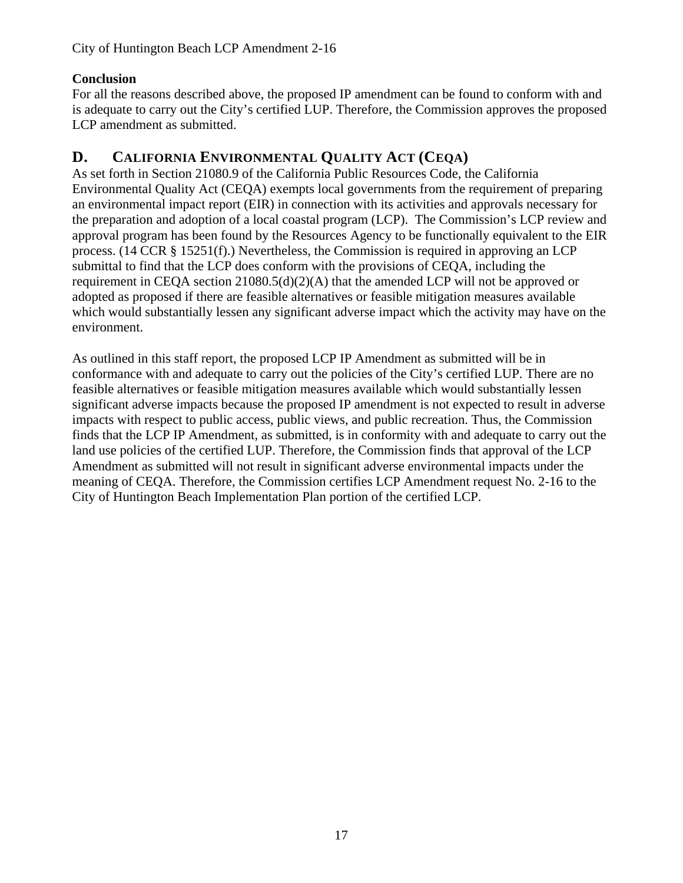**Conclusion**

For all the reasons described above, the proposed IP amendment can be found to conform with and is adequate to carry out the City's certified LUP. Therefore, the Commission approves the proposed LCP amendment as submitted.

## D. CALIFORNIA ENVIRONMENTAL QUALITY ACT (CEQA)

As set forth in Section 21080.9 of the California Public Resources Code, the California Environmental Quality Act (CEQA) exempts local governments from the requirement of preparing an environmental impact report (EIR) in connection with its activities and approvals necessary for the preparation and adoption of a local coastal program (LCP). The Commission's LCP review and approval program has been found by the Resources Agency to be functionally equivalent to the EIR process. (14 CCR § 15251(f).) Nevertheless, the Commission is required in approving an LCP submittal to find that the LCP does conform with the provisions of CEQA, including the requirement in CEQA section 21080.5(d)(2)(A) that the amended LCP will not be approved or adopted as proposed if there are feasible alternatives or feasible mitigation measures available which would substantially lessen any significant adverse impact which the activity may have on the environment.

As outlined in this staff report, the proposed LCP IP Amendment as submitted will be in conformance with and adequate to carry out the policies of the City's certified LUP. There are no feasible alternatives or feasible mitigation measures available which would substantially lessen significant adverse impacts because the proposed IP amendment is not expected to result in adverse impacts with respect to public access, public views, and public recreation. Thus, the Commission finds that the LCP IP Amendment, as submitted, is in conformity with and adequate to carry out the land use policies of the certified LUP. Therefore, the Commission finds that approval of the LCP Amendment as submitted will not result in significant adverse environmental impacts under the meaning of CEQA. Therefore, the Commission certifies LCP Amendment request No. 2-16 to the City of Huntington Beach Implementation Plan portion of the certified LCP.